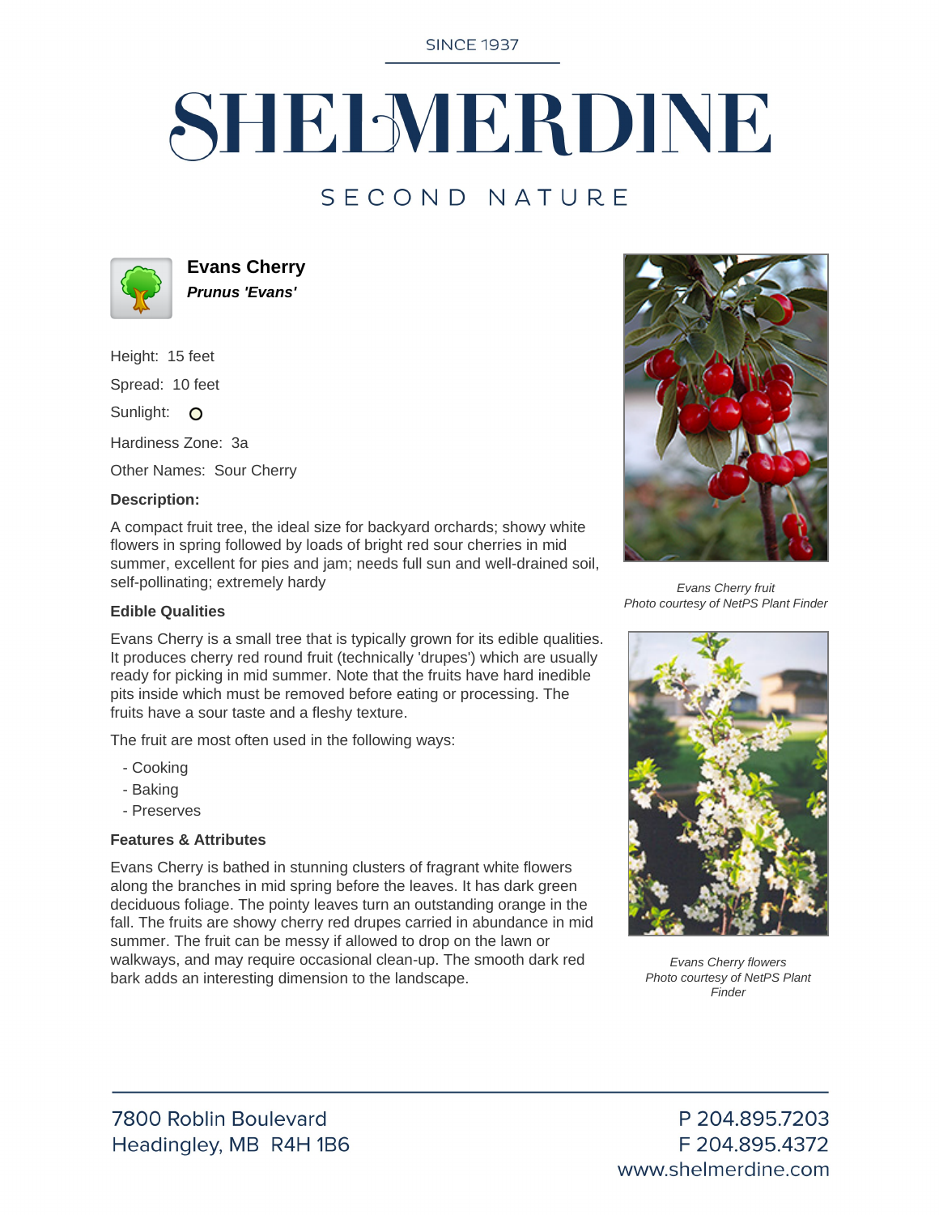SINCE 1937

# SHELMERDINE

SECOND NATURE

## Evans Cherry

***Prunus 'Evans'***

Height: 15 feet

Spread: 10 feet

Sunlight: 

Hardiness Zone: 3a

Other Names: Sour Cherry

**Description:**

A compact fruit tree, the ideal size for backyard orchards; showy white flowers in spring followed by loads of bright red sour cherries in mid summer, excellent for pies and jam; needs full sun and well-drained soil, self-pollinating; extremely hardy

**Edible Qualities**

Evans Cherry is a small tree that is typically grown for its edible qualities. It produces cherry red round fruit (technically 'drupes') which are usually ready for picking in mid summer. Note that the fruits have hard inedible pits inside which must be removed before eating or processing. The fruits have a sour taste and a fleshy texture.

The fruit are most often used in the following ways:

- Cooking
- Baking
- Preserves

**Features & Attributes**

Evans Cherry is bathed in stunning clusters of fragrant white flowers along the branches in mid spring before the leaves. It has dark green deciduous foliage. The pointy leaves turn an outstanding orange in the fall. The fruits are showy cherry red drupes carried in abundance in mid summer. The fruit can be messy if allowed to drop on the lawn or walkways, and may require occasional clean-up. The smooth dark red bark adds an interesting dimension to the landscape.

*Evans Cherry fruit*
*Photo courtesy of NetPS Plant Finder*

*Evans Cherry flowers*
*Photo courtesy of NetPS Plant Finder*

7800 Roblin Boulevard
Headingley, MB R4H 1B6

P 204.895.7203
F 204.895.4372
www.shelmerdine.com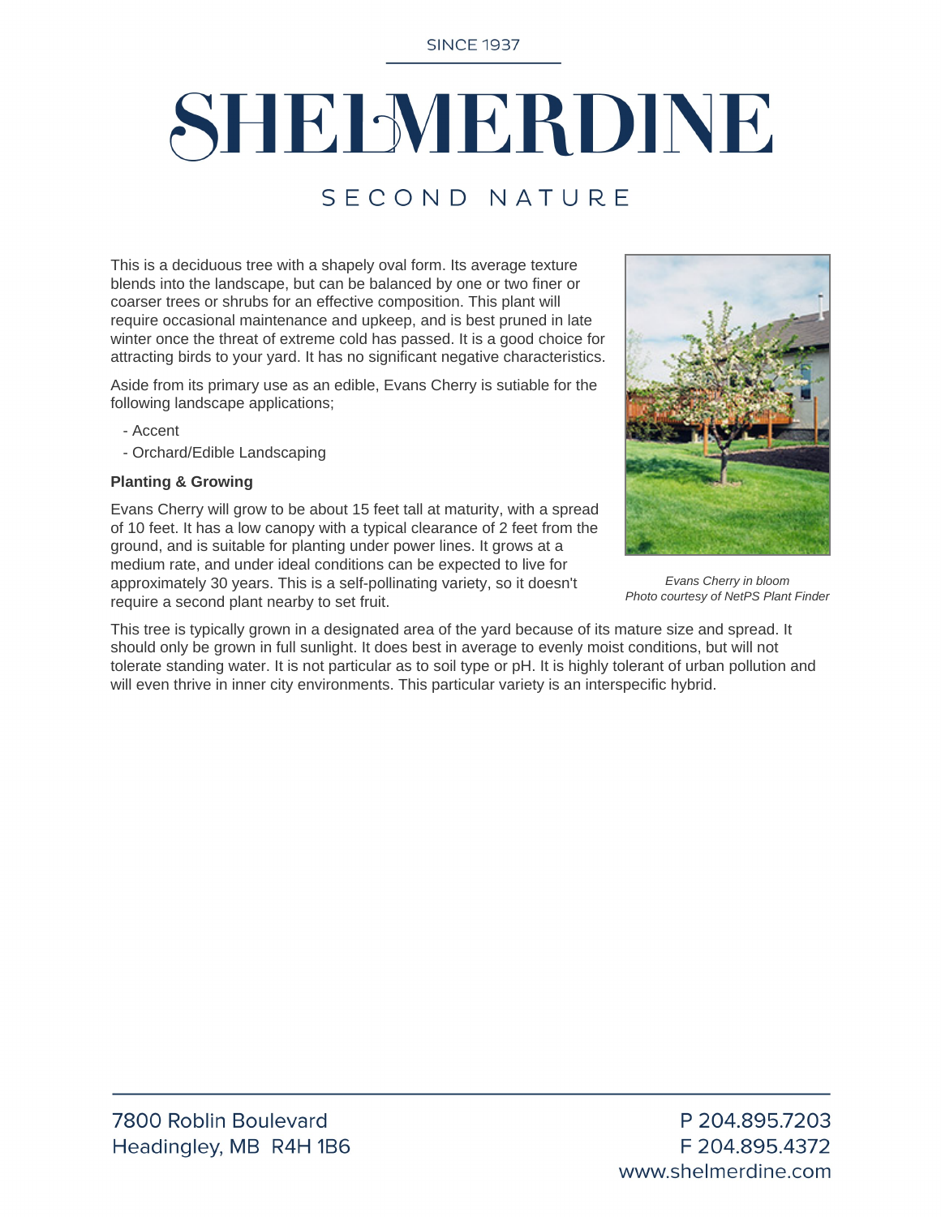SINCE 1937

# SHELMERDINE

SECOND NATURE

This is a deciduous tree with a shapely oval form. Its average texture blends into the landscape, but can be balanced by one or two finer or coarser trees or shrubs for an effective composition. This plant will require occasional maintenance and upkeep, and is best pruned in late winter once the threat of extreme cold has passed. It is a good choice for attracting birds to your yard. It has no significant negative characteristics.

Aside from its primary use as an edible, Evans Cherry is sutiable for the following landscape applications;

- Accent
- Orchard/Edible Landscaping

**Planting & Growing**

Evans Cherry will grow to be about 15 feet tall at maturity, with a spread of 10 feet. It has a low canopy with a typical clearance of 2 feet from the ground, and is suitable for planting under power lines. It grows at a medium rate, and under ideal conditions can be expected to live for approximately 30 years. This is a self-pollinating variety, so it doesn't require a second plant nearby to set fruit.

*Evans Cherry in bloom*
*Photo courtesy of NetPS Plant Finder*

This tree is typically grown in a designated area of the yard because of its mature size and spread. It should only be grown in full sunlight. It does best in average to evenly moist conditions, but will not tolerate standing water. It is not particular as to soil type or pH. It is highly tolerant of urban pollution and will even thrive in inner city environments. This particular variety is an interspecific hybrid.

7800 Roblin Boulevard
Headingley, MB R4H 1B6

P 204.895.7203
F 204.895.4372
www.shelmerdine.com